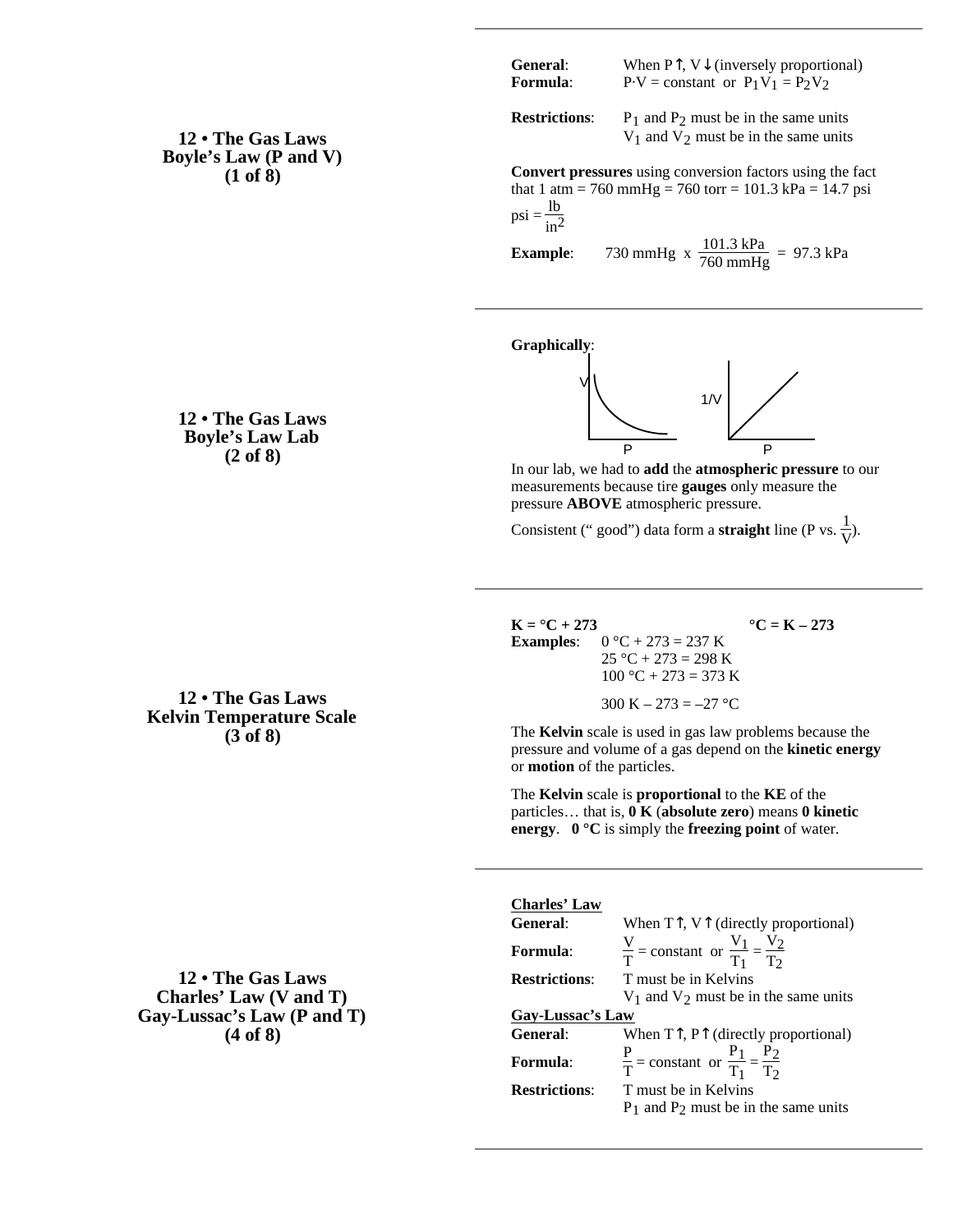## 12 • The Gas Laws
## Boyle's Law (P and V)
## (1 of 8)

**General**: When P↑, V↓ (inversely proportional)

**Formula**: $P \cdot V = \text{constant}$ or $P_1V_1 = P_2V_2$

**Restrictions**: $P_1$ and $P_2$ must be in the same units
$V_1$ and $V_2$ must be in the same units

**Convert pressures** using conversion factors using the fact that 1 atm = 760 mmHg = 760 torr = 101.3 kPa = 14.7 psi

$\text{psi} = \frac{\text{lb}}{\text{in}^2}$

**Example**: $730 \text{ mmHg} \times \frac{101.3 \text{ kPa}}{760 \text{ mmHg}} = 97.3 \text{ kPa}$

## 12 • The Gas Laws
## Boyle's Law Lab
## (2 of 8)

**Graphically**:

(Graphs: V vs. P curve; 1/V vs. P straight line)

In our lab, we had to **add** the **atmospheric pressure** to our measurements because tire **gauges** only measure the pressure **ABOVE** atmospheric pressure.

Consistent (" good") data form a **straight** line (P vs. $\frac{1}{V}$).

## 12 • The Gas Laws
## Kelvin Temperature Scale
## (3 of 8)

**K = °C + 273** **°C = K – 273**

**Examples**:
0 °C + 273 = 237 K
25 °C + 273 = 298 K
100 °C + 273 = 373 K

300 K – 273 = –27 °C

The **Kelvin** scale is used in gas law problems because the pressure and volume of a gas depend on the **kinetic energy** or **motion** of the particles.

The **Kelvin** scale is **proportional** to the **KE** of the particles… that is, **0 K** (**absolute zero**) means **0 kinetic energy**. **0 °C** is simply the **freezing point** of water.

## 12 • The Gas Laws
## Charles' Law (V and T)
## Gay-Lussac's Law (P and T)
## (4 of 8)

**Charles' Law**

**General**: When T↑, V↑ (directly proportional)

**Formula**: $\frac{V}{T} = \text{constant}$ or $\frac{V_1}{T_1} = \frac{V_2}{T_2}$

**Restrictions**: T must be in Kelvins
$V_1$ and $V_2$ must be in the same units

**Gay-Lussac's Law**

**General**: When T↑, P↑ (directly proportional)

**Formula**: $\frac{P}{T} = \text{constant}$ or $\frac{P_1}{T_1} = \frac{P_2}{T_2}$

**Restrictions**: T must be in Kelvins
$P_1$ and $P_2$ must be in the same units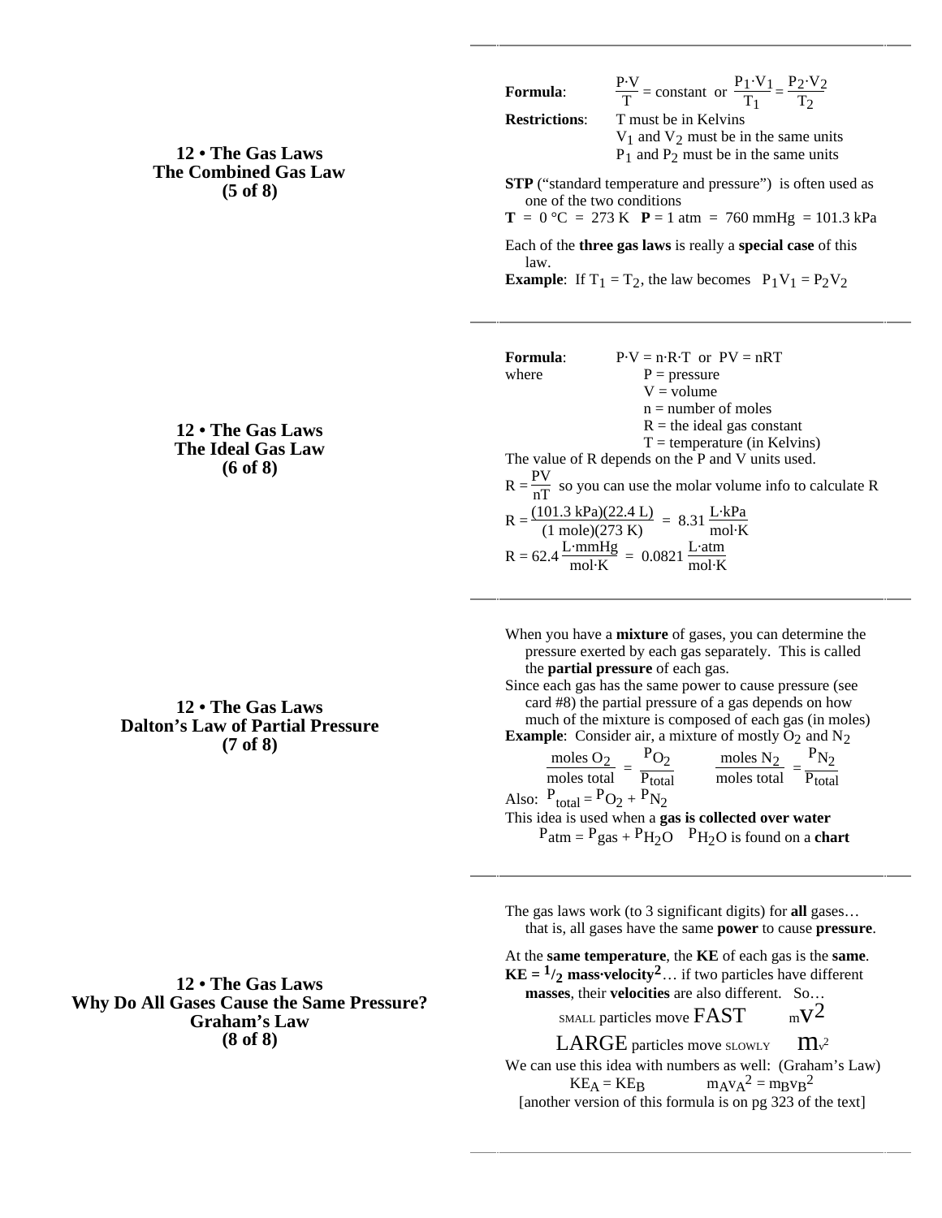## 12 • The Gas Laws
## The Combined Gas Law
## (5 of 8)

**Formula**: $\frac{P \cdot V}{T}$ = constant or $\frac{P_1 \cdot V_1}{T_1} = \frac{P_2 \cdot V_2}{T_2}$

**Restrictions**: T must be in Kelvins
$V_1$ and $V_2$ must be in the same units
$P_1$ and $P_2$ must be in the same units

**STP** ("standard temperature and pressure") is often used as one of the two conditions
**T** = 0 °C = 273 K **P** = 1 atm = 760 mmHg = 101.3 kPa

Each of the **three gas laws** is really a **special case** of this law.
**Example**: If $T_1 = T_2$, the law becomes $P_1V_1 = P_2V_2$

## 12 • The Gas Laws
## The Ideal Gas Law
## (6 of 8)

**Formula**: $P \cdot V = n \cdot R \cdot T$ or $PV = nRT$
where
P = pressure
V = volume
n = number of moles
R = the ideal gas constant
T = temperature (in Kelvins)

The value of R depends on the P and V units used.

$R = \frac{PV}{nT}$ so you can use the molar volume info to calculate R

$$R = \frac{(101.3 \text{ kPa})(22.4 \text{ L})}{(1 \text{ mole})(273 \text{ K})} = 8.31 \frac{\text{L} \cdot \text{kPa}}{\text{mol} \cdot \text{K}}$$

$$R = 62.4 \frac{\text{L} \cdot \text{mmHg}}{\text{mol} \cdot \text{K}} = 0.0821 \frac{\text{L} \cdot \text{atm}}{\text{mol} \cdot \text{K}}$$

## 12 • The Gas Laws
## Dalton's Law of Partial Pressure
## (7 of 8)

When you have a **mixture** of gases, you can determine the pressure exerted by each gas separately. This is called the **partial pressure** of each gas.
Since each gas has the same power to cause pressure (see card #8) the partial pressure of a gas depends on how much of the mixture is composed of each gas (in moles)
**Example**: Consider air, a mixture of mostly $O_2$ and $N_2$

$$\frac{\text{moles } O_2}{\text{moles total}} = \frac{P_{O_2}}{P_{total}} \qquad \frac{\text{moles } N_2}{\text{moles total}} = \frac{P_{N_2}}{P_{total}}$$

Also: $P_{total} = P_{O_2} + P_{N_2}$
This idea is used when a **gas is collected over water**
$P_{atm} = P_{gas} + P_{H_2O}$ $P_{H_2O}$ is found on a **chart**

## 12 • The Gas Laws
## Why Do All Gases Cause the Same Pressure?
## Graham's Law
## (8 of 8)

The gas laws work (to 3 significant digits) for **all** gases… that is, all gases have the same **power** to cause **pressure**.

At the **same temperature**, the **KE** of each gas is the **same**.
**KE = $\frac{1}{2}$ mass·velocity$^2$**… if two particles have different **masses**, their **velocities** are also different. So…

SMALL particles move FAST $mV^2$

LARGE particles move SLOWLY $Mv^2$

We can use this idea with numbers as well: (Graham's Law)
$KE_A = KE_B$ $m_Av_A^2 = m_Bv_B^2$
[another version of this formula is on pg 323 of the text]